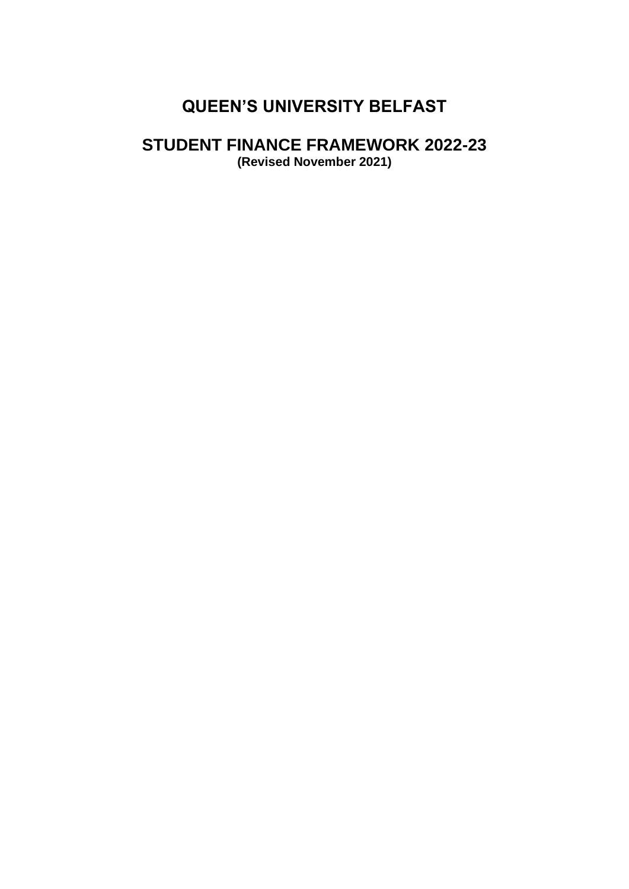# QUEEN'S UNIVERSITY BELFAST

## STUDENT FINANCE FRAMEWORK 2022-23

**(Revised November 2021)**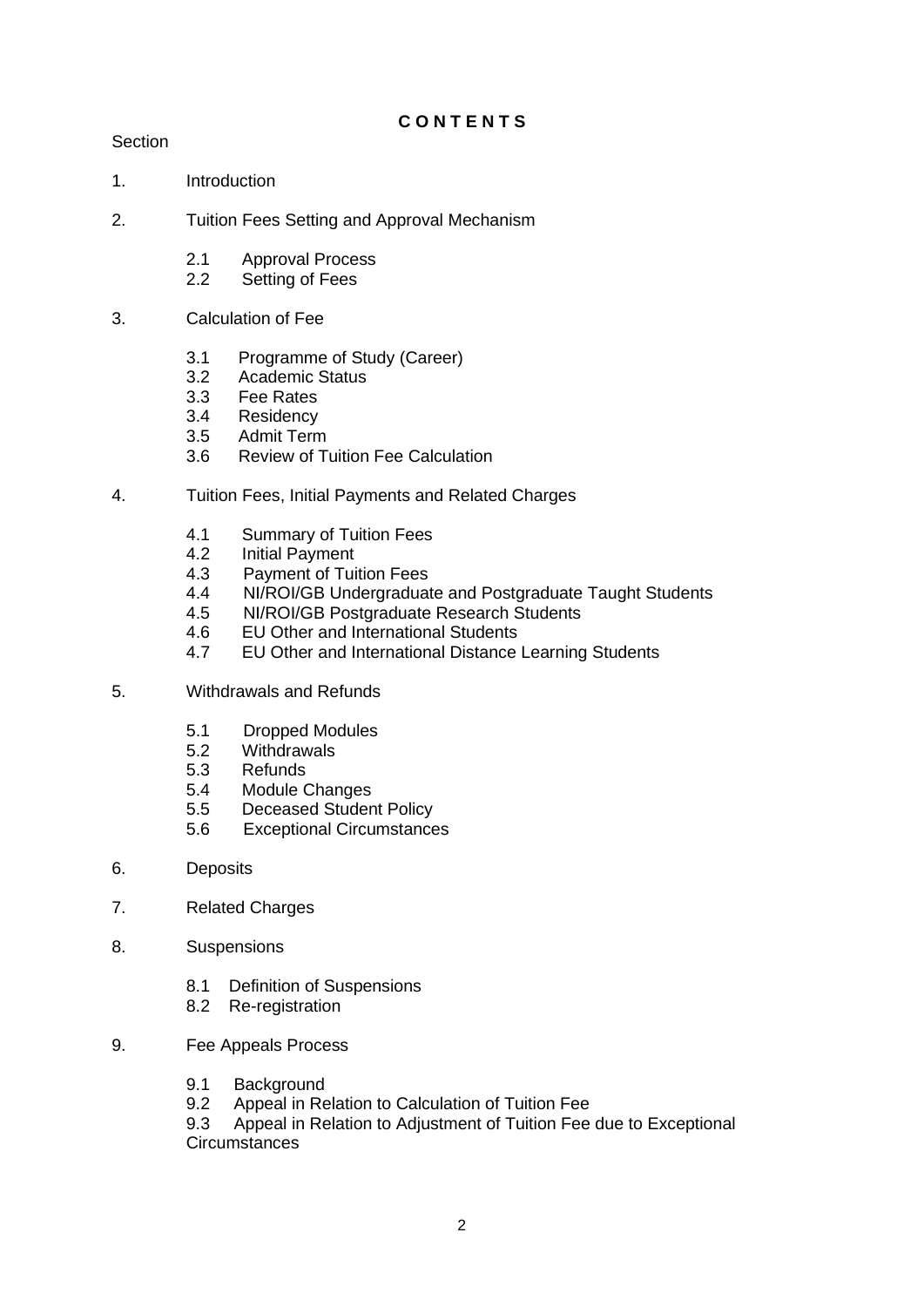# C O N T E N T S

Section

1. Introduction

2. Tuition Fees Setting and Approval Mechanism

   2.1 Approval Process
   2.2 Setting of Fees

3. Calculation of Fee

   3.1 Programme of Study (Career)
   3.2 Academic Status
   3.3 Fee Rates
   3.4 Residency
   3.5 Admit Term
   3.6 Review of Tuition Fee Calculation

4. Tuition Fees, Initial Payments and Related Charges

   4.1 Summary of Tuition Fees
   4.2 Initial Payment
   4.3 Payment of Tuition Fees
   4.4 NI/ROI/GB Undergraduate and Postgraduate Taught Students
   4.5 NI/ROI/GB Postgraduate Research Students
   4.6 EU Other and International Students
   4.7 EU Other and International Distance Learning Students

5. Withdrawals and Refunds

   5.1 Dropped Modules
   5.2 Withdrawals
   5.3 Refunds
   5.4 Module Changes
   5.5 Deceased Student Policy
   5.6 Exceptional Circumstances

6. Deposits

7. Related Charges

8. Suspensions

   8.1 Definition of Suspensions
   8.2 Re-registration

9. Fee Appeals Process

   9.1 Background
   9.2 Appeal in Relation to Calculation of Tuition Fee
   9.3 Appeal in Relation to Adjustment of Tuition Fee due to Exceptional Circumstances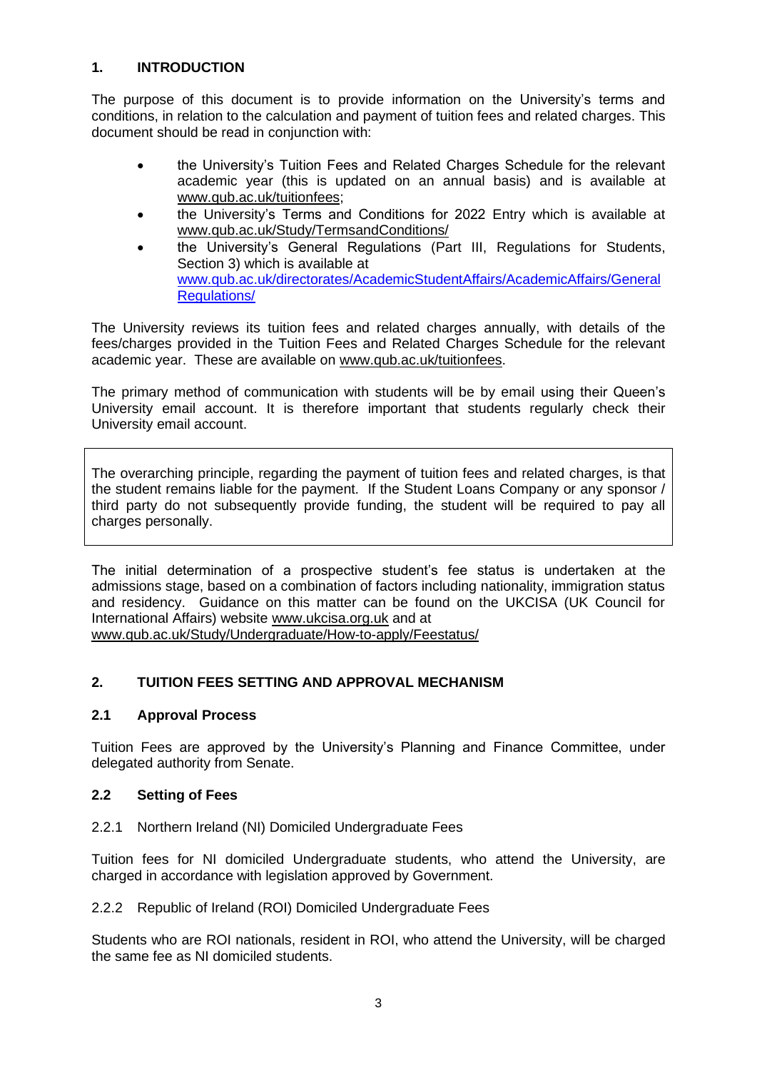## 1. INTRODUCTION

The purpose of this document is to provide information on the University's terms and conditions, in relation to the calculation and payment of tuition fees and related charges. This document should be read in conjunction with:

- the University's Tuition Fees and Related Charges Schedule for the relevant academic year (this is updated on an annual basis) and is available at www.qub.ac.uk/tuitionfees;
- the University's Terms and Conditions for 2022 Entry which is available at www.qub.ac.uk/Study/TermsandConditions/
- the University's General Regulations (Part III, Regulations for Students, Section 3) which is available at www.qub.ac.uk/directorates/AcademicStudentAffairs/AcademicAffairs/GeneralRegulations/

The University reviews its tuition fees and related charges annually, with details of the fees/charges provided in the Tuition Fees and Related Charges Schedule for the relevant academic year. These are available on www.qub.ac.uk/tuitionfees.

The primary method of communication with students will be by email using their Queen's University email account. It is therefore important that students regularly check their University email account.

> The overarching principle, regarding the payment of tuition fees and related charges, is that the student remains liable for the payment. If the Student Loans Company or any sponsor / third party do not subsequently provide funding, the student will be required to pay all charges personally.

The initial determination of a prospective student's fee status is undertaken at the admissions stage, based on a combination of factors including nationality, immigration status and residency. Guidance on this matter can be found on the UKCISA (UK Council for International Affairs) website www.ukcisa.org.uk and at www.qub.ac.uk/Study/Undergraduate/How-to-apply/Feestatus/

## 2. TUITION FEES SETTING AND APPROVAL MECHANISM

### 2.1 Approval Process

Tuition Fees are approved by the University's Planning and Finance Committee, under delegated authority from Senate.

### 2.2 Setting of Fees

2.2.1 Northern Ireland (NI) Domiciled Undergraduate Fees

Tuition fees for NI domiciled Undergraduate students, who attend the University, are charged in accordance with legislation approved by Government.

2.2.2 Republic of Ireland (ROI) Domiciled Undergraduate Fees

Students who are ROI nationals, resident in ROI, who attend the University, will be charged the same fee as NI domiciled students.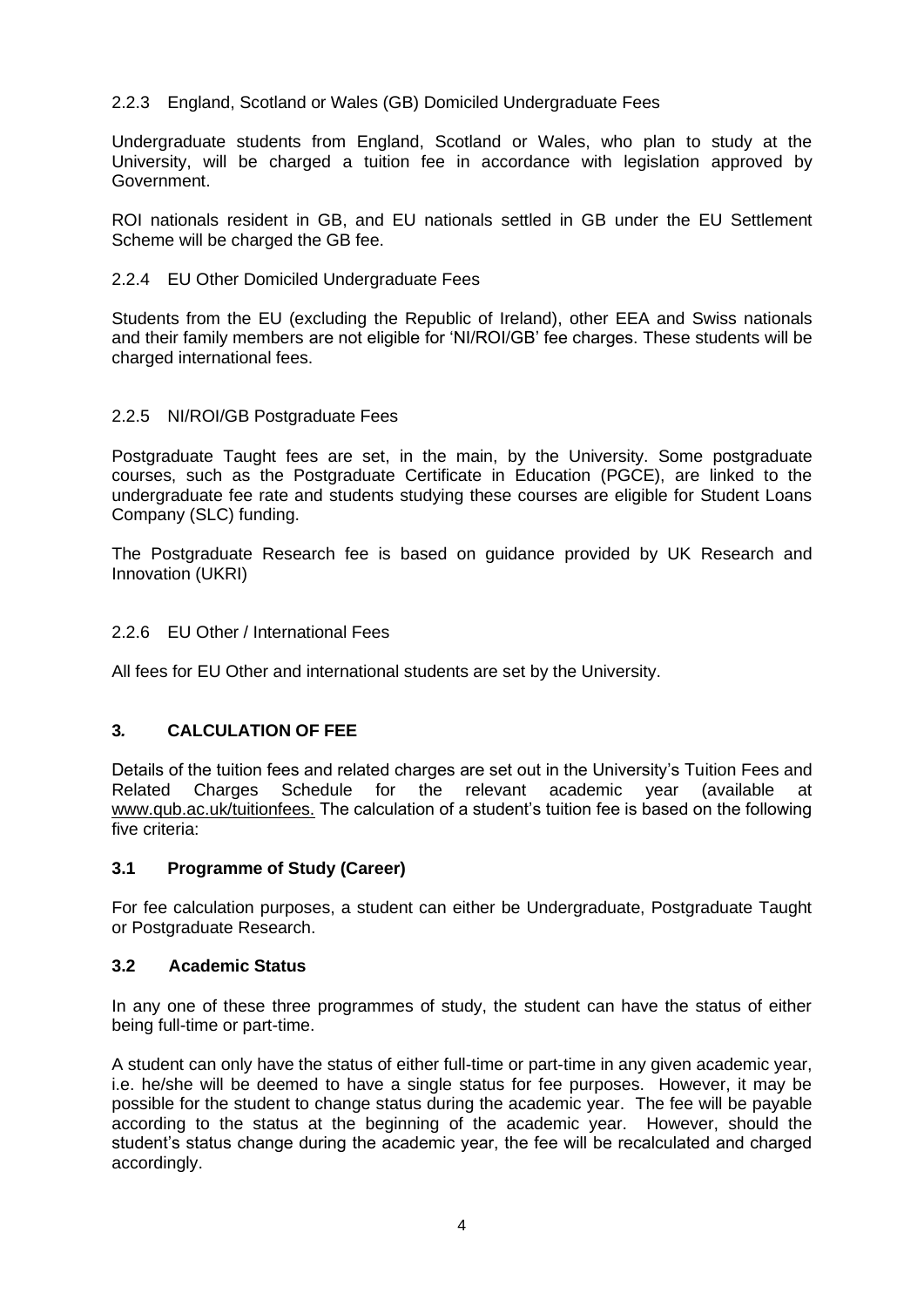#### 2.2.3 England, Scotland or Wales (GB) Domiciled Undergraduate Fees

Undergraduate students from England, Scotland or Wales, who plan to study at the University, will be charged a tuition fee in accordance with legislation approved by Government.

ROI nationals resident in GB, and EU nationals settled in GB under the EU Settlement Scheme will be charged the GB fee.

#### 2.2.4 EU Other Domiciled Undergraduate Fees

Students from the EU (excluding the Republic of Ireland), other EEA and Swiss nationals and their family members are not eligible for 'NI/ROI/GB' fee charges. These students will be charged international fees.

#### 2.2.5 NI/ROI/GB Postgraduate Fees

Postgraduate Taught fees are set, in the main, by the University. Some postgraduate courses, such as the Postgraduate Certificate in Education (PGCE), are linked to the undergraduate fee rate and students studying these courses are eligible for Student Loans Company (SLC) funding.

The Postgraduate Research fee is based on guidance provided by UK Research and Innovation (UKRI)

#### 2.2.6 EU Other / International Fees

All fees for EU Other and international students are set by the University.

## 3. CALCULATION OF FEE

Details of the tuition fees and related charges are set out in the University's Tuition Fees and Related Charges Schedule for the relevant academic year (available at www.qub.ac.uk/tuitionfees. The calculation of a student's tuition fee is based on the following five criteria:

### 3.1 Programme of Study (Career)

For fee calculation purposes, a student can either be Undergraduate, Postgraduate Taught or Postgraduate Research.

### 3.2 Academic Status

In any one of these three programmes of study, the student can have the status of either being full-time or part-time.

A student can only have the status of either full-time or part-time in any given academic year, i.e. he/she will be deemed to have a single status for fee purposes. However, it may be possible for the student to change status during the academic year. The fee will be payable according to the status at the beginning of the academic year. However, should the student's status change during the academic year, the fee will be recalculated and charged accordingly.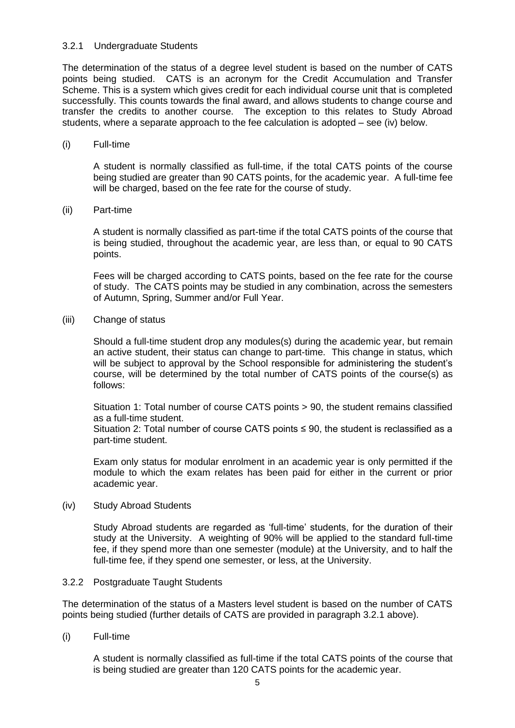### 3.2.1 Undergraduate Students

The determination of the status of a degree level student is based on the number of CATS points being studied. CATS is an acronym for the Credit Accumulation and Transfer Scheme. This is a system which gives credit for each individual course unit that is completed successfully. This counts towards the final award, and allows students to change course and transfer the credits to another course. The exception to this relates to Study Abroad students, where a separate approach to the fee calculation is adopted – see (iv) below.

(i) Full-time

A student is normally classified as full-time, if the total CATS points of the course being studied are greater than 90 CATS points, for the academic year. A full-time fee will be charged, based on the fee rate for the course of study.

(ii) Part-time

A student is normally classified as part-time if the total CATS points of the course that is being studied, throughout the academic year, are less than, or equal to 90 CATS points.

Fees will be charged according to CATS points, based on the fee rate for the course of study. The CATS points may be studied in any combination, across the semesters of Autumn, Spring, Summer and/or Full Year.

(iii) Change of status

Should a full-time student drop any modules(s) during the academic year, but remain an active student, their status can change to part-time. This change in status, which will be subject to approval by the School responsible for administering the student's course, will be determined by the total number of CATS points of the course(s) as follows:

Situation 1: Total number of course CATS points > 90, the student remains classified as a full-time student.
Situation 2: Total number of course CATS points ≤ 90, the student is reclassified as a part-time student.

Exam only status for modular enrolment in an academic year is only permitted if the module to which the exam relates has been paid for either in the current or prior academic year.

(iv) Study Abroad Students

Study Abroad students are regarded as 'full-time' students, for the duration of their study at the University. A weighting of 90% will be applied to the standard full-time fee, if they spend more than one semester (module) at the University, and to half the full-time fee, if they spend one semester, or less, at the University.

### 3.2.2 Postgraduate Taught Students

The determination of the status of a Masters level student is based on the number of CATS points being studied (further details of CATS are provided in paragraph 3.2.1 above).

(i) Full-time

A student is normally classified as full-time if the total CATS points of the course that is being studied are greater than 120 CATS points for the academic year.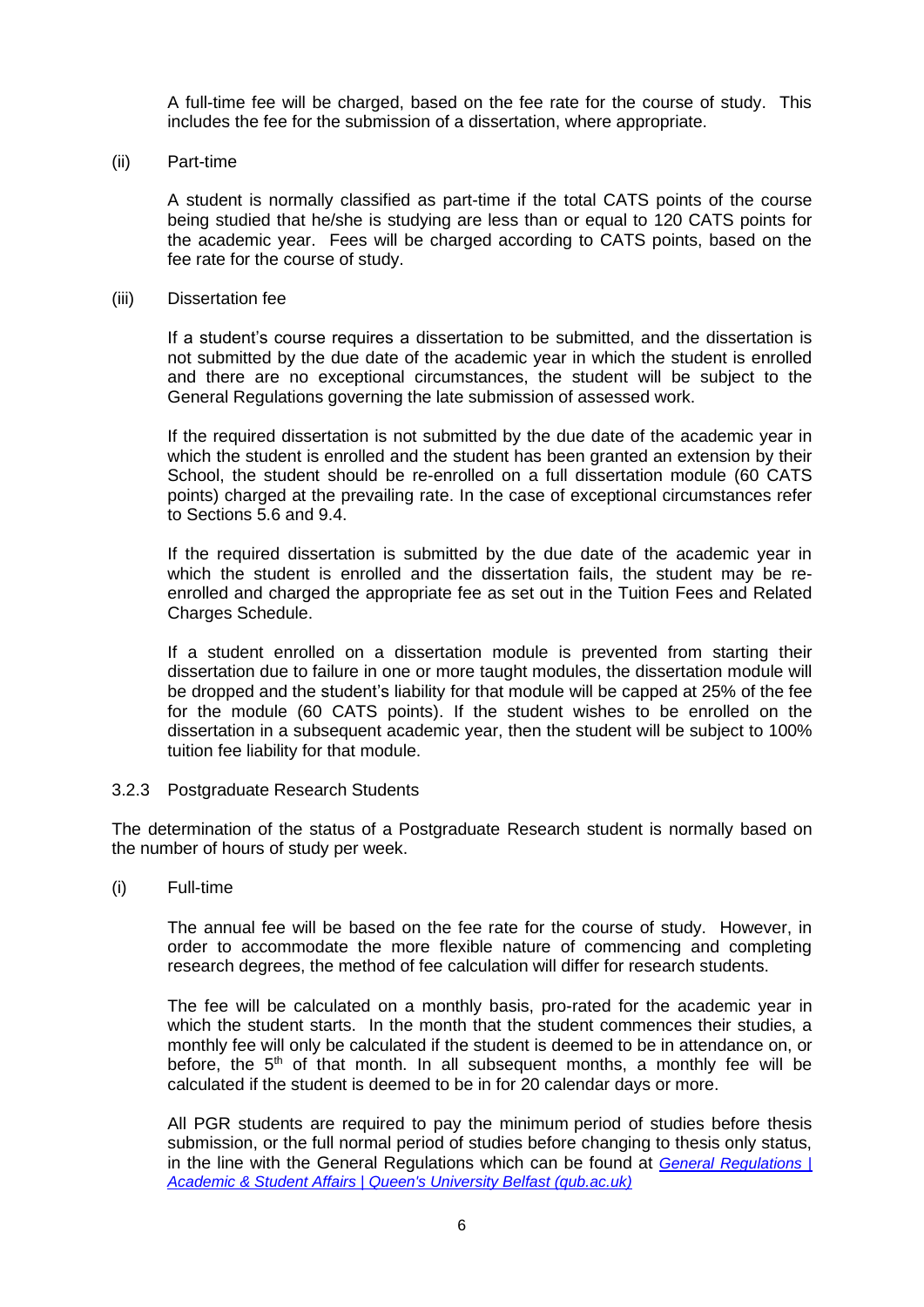A full-time fee will be charged, based on the fee rate for the course of study. This includes the fee for the submission of a dissertation, where appropriate.

(ii) Part-time

A student is normally classified as part-time if the total CATS points of the course being studied that he/she is studying are less than or equal to 120 CATS points for the academic year. Fees will be charged according to CATS points, based on the fee rate for the course of study.

(iii) Dissertation fee

If a student's course requires a dissertation to be submitted, and the dissertation is not submitted by the due date of the academic year in which the student is enrolled and there are no exceptional circumstances, the student will be subject to the General Regulations governing the late submission of assessed work.

If the required dissertation is not submitted by the due date of the academic year in which the student is enrolled and the student has been granted an extension by their School, the student should be re-enrolled on a full dissertation module (60 CATS points) charged at the prevailing rate. In the case of exceptional circumstances refer to Sections 5.6 and 9.4.

If the required dissertation is submitted by the due date of the academic year in which the student is enrolled and the dissertation fails, the student may be re-enrolled and charged the appropriate fee as set out in the Tuition Fees and Related Charges Schedule.

If a student enrolled on a dissertation module is prevented from starting their dissertation due to failure in one or more taught modules, the dissertation module will be dropped and the student's liability for that module will be capped at 25% of the fee for the module (60 CATS points). If the student wishes to be enrolled on the dissertation in a subsequent academic year, then the student will be subject to 100% tuition fee liability for that module.

### 3.2.3 Postgraduate Research Students

The determination of the status of a Postgraduate Research student is normally based on the number of hours of study per week.

(i) Full-time

The annual fee will be based on the fee rate for the course of study. However, in order to accommodate the more flexible nature of commencing and completing research degrees, the method of fee calculation will differ for research students.

The fee will be calculated on a monthly basis, pro-rated for the academic year in which the student starts. In the month that the student commences their studies, a monthly fee will only be calculated if the student is deemed to be in attendance on, or before, the 5th of that month. In all subsequent months, a monthly fee will be calculated if the student is deemed to be in for 20 calendar days or more.

All PGR students are required to pay the minimum period of studies before thesis submission, or the full normal period of studies before changing to thesis only status, in the line with the General Regulations which can be found at *General Regulations | Academic & Student Affairs | Queen's University Belfast (qub.ac.uk)*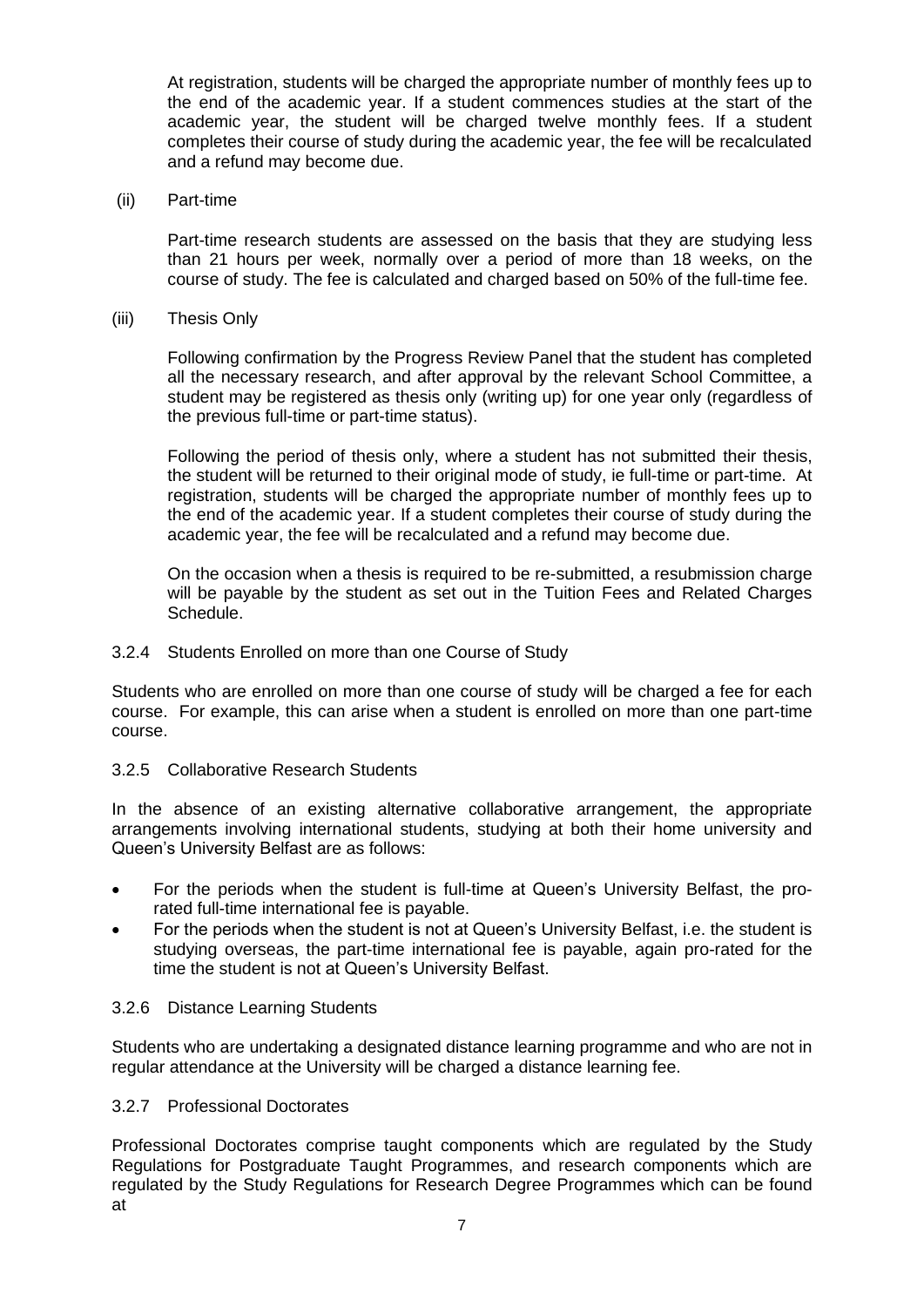At registration, students will be charged the appropriate number of monthly fees up to the end of the academic year. If a student commences studies at the start of the academic year, the student will be charged twelve monthly fees. If a student completes their course of study during the academic year, the fee will be recalculated and a refund may become due.

(ii) Part-time

Part-time research students are assessed on the basis that they are studying less than 21 hours per week, normally over a period of more than 18 weeks, on the course of study. The fee is calculated and charged based on 50% of the full-time fee.

(iii) Thesis Only

Following confirmation by the Progress Review Panel that the student has completed all the necessary research, and after approval by the relevant School Committee, a student may be registered as thesis only (writing up) for one year only (regardless of the previous full-time or part-time status).

Following the period of thesis only, where a student has not submitted their thesis, the student will be returned to their original mode of study, ie full-time or part-time. At registration, students will be charged the appropriate number of monthly fees up to the end of the academic year. If a student completes their course of study during the academic year, the fee will be recalculated and a refund may become due.

On the occasion when a thesis is required to be re-submitted, a resubmission charge will be payable by the student as set out in the Tuition Fees and Related Charges Schedule.

### 3.2.4 Students Enrolled on more than one Course of Study

Students who are enrolled on more than one course of study will be charged a fee for each course. For example, this can arise when a student is enrolled on more than one part-time course.

### 3.2.5 Collaborative Research Students

In the absence of an existing alternative collaborative arrangement, the appropriate arrangements involving international students, studying at both their home university and Queen's University Belfast are as follows:

- For the periods when the student is full-time at Queen's University Belfast, the pro-rated full-time international fee is payable.
- For the periods when the student is not at Queen's University Belfast, i.e. the student is studying overseas, the part-time international fee is payable, again pro-rated for the time the student is not at Queen's University Belfast.

### 3.2.6 Distance Learning Students

Students who are undertaking a designated distance learning programme and who are not in regular attendance at the University will be charged a distance learning fee.

### 3.2.7 Professional Doctorates

Professional Doctorates comprise taught components which are regulated by the Study Regulations for Postgraduate Taught Programmes, and research components which are regulated by the Study Regulations for Research Degree Programmes which can be found at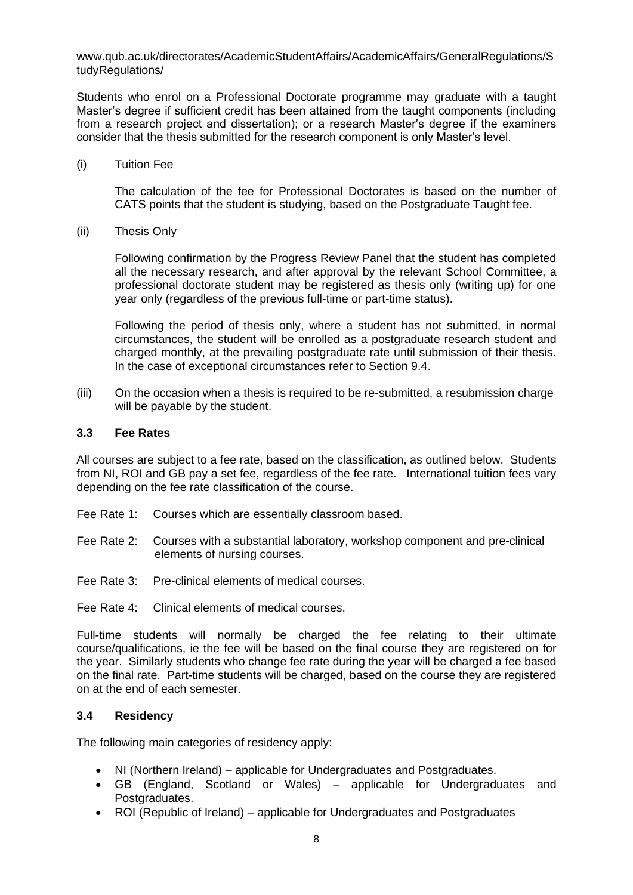www.qub.ac.uk/directorates/AcademicStudentAffairs/AcademicAffairs/GeneralRegulations/StudyRegulations/

Students who enrol on a Professional Doctorate programme may graduate with a taught Master's degree if sufficient credit has been attained from the taught components (including from a research project and dissertation); or a research Master's degree if the examiners consider that the thesis submitted for the research component is only Master's level.

(i) Tuition Fee

The calculation of the fee for Professional Doctorates is based on the number of CATS points that the student is studying, based on the Postgraduate Taught fee.

(ii) Thesis Only

Following confirmation by the Progress Review Panel that the student has completed all the necessary research, and after approval by the relevant School Committee, a professional doctorate student may be registered as thesis only (writing up) for one year only (regardless of the previous full-time or part-time status).

Following the period of thesis only, where a student has not submitted, in normal circumstances, the student will be enrolled as a postgraduate research student and charged monthly, at the prevailing postgraduate rate until submission of their thesis. In the case of exceptional circumstances refer to Section 9.4.

(iii) On the occasion when a thesis is required to be re-submitted, a resubmission charge will be payable by the student.

### 3.3 Fee Rates

All courses are subject to a fee rate, based on the classification, as outlined below. Students from NI, ROI and GB pay a set fee, regardless of the fee rate. International tuition fees vary depending on the fee rate classification of the course.

Fee Rate 1: Courses which are essentially classroom based.

Fee Rate 2: Courses with a substantial laboratory, workshop component and pre-clinical elements of nursing courses.

Fee Rate 3: Pre-clinical elements of medical courses.

Fee Rate 4: Clinical elements of medical courses.

Full-time students will normally be charged the fee relating to their ultimate course/qualifications, ie the fee will be based on the final course they are registered on for the year. Similarly students who change fee rate during the year will be charged a fee based on the final rate. Part-time students will be charged, based on the course they are registered on at the end of each semester.

### 3.4 Residency

The following main categories of residency apply:

- NI (Northern Ireland) – applicable for Undergraduates and Postgraduates.
- GB (England, Scotland or Wales) – applicable for Undergraduates and Postgraduates.
- ROI (Republic of Ireland) – applicable for Undergraduates and Postgraduates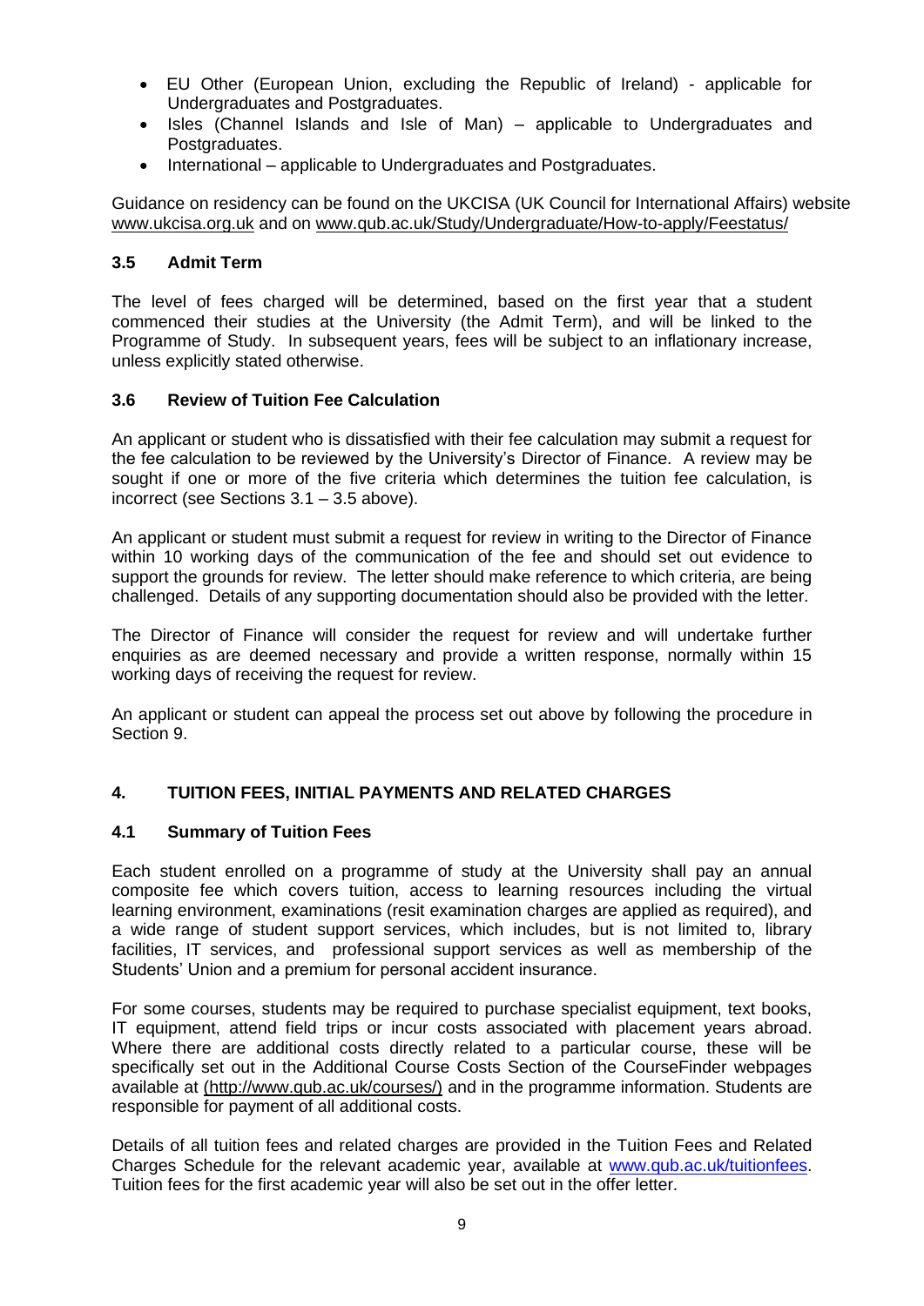- EU Other (European Union, excluding the Republic of Ireland) - applicable for Undergraduates and Postgraduates.
- Isles (Channel Islands and Isle of Man) – applicable to Undergraduates and Postgraduates.
- International – applicable to Undergraduates and Postgraduates.

Guidance on residency can be found on the UKCISA (UK Council for International Affairs) website www.ukcisa.org.uk and on www.qub.ac.uk/Study/Undergraduate/How-to-apply/Feestatus/

### 3.5 Admit Term

The level of fees charged will be determined, based on the first year that a student commenced their studies at the University (the Admit Term), and will be linked to the Programme of Study. In subsequent years, fees will be subject to an inflationary increase, unless explicitly stated otherwise.

### 3.6 Review of Tuition Fee Calculation

An applicant or student who is dissatisfied with their fee calculation may submit a request for the fee calculation to be reviewed by the University's Director of Finance. A review may be sought if one or more of the five criteria which determines the tuition fee calculation, is incorrect (see Sections 3.1 – 3.5 above).

An applicant or student must submit a request for review in writing to the Director of Finance within 10 working days of the communication of the fee and should set out evidence to support the grounds for review. The letter should make reference to which criteria, are being challenged. Details of any supporting documentation should also be provided with the letter.

The Director of Finance will consider the request for review and will undertake further enquiries as are deemed necessary and provide a written response, normally within 15 working days of receiving the request for review.

An applicant or student can appeal the process set out above by following the procedure in Section 9.

## 4. TUITION FEES, INITIAL PAYMENTS AND RELATED CHARGES

### 4.1 Summary of Tuition Fees

Each student enrolled on a programme of study at the University shall pay an annual composite fee which covers tuition, access to learning resources including the virtual learning environment, examinations (resit examination charges are applied as required), and a wide range of student support services, which includes, but is not limited to, library facilities, IT services, and professional support services as well as membership of the Students' Union and a premium for personal accident insurance.

For some courses, students may be required to purchase specialist equipment, text books, IT equipment, attend field trips or incur costs associated with placement years abroad. Where there are additional costs directly related to a particular course, these will be specifically set out in the Additional Course Costs Section of the CourseFinder webpages available at (http://www.qub.ac.uk/courses/) and in the programme information. Students are responsible for payment of all additional costs.

Details of all tuition fees and related charges are provided in the Tuition Fees and Related Charges Schedule for the relevant academic year, available at www.qub.ac.uk/tuitionfees. Tuition fees for the first academic year will also be set out in the offer letter.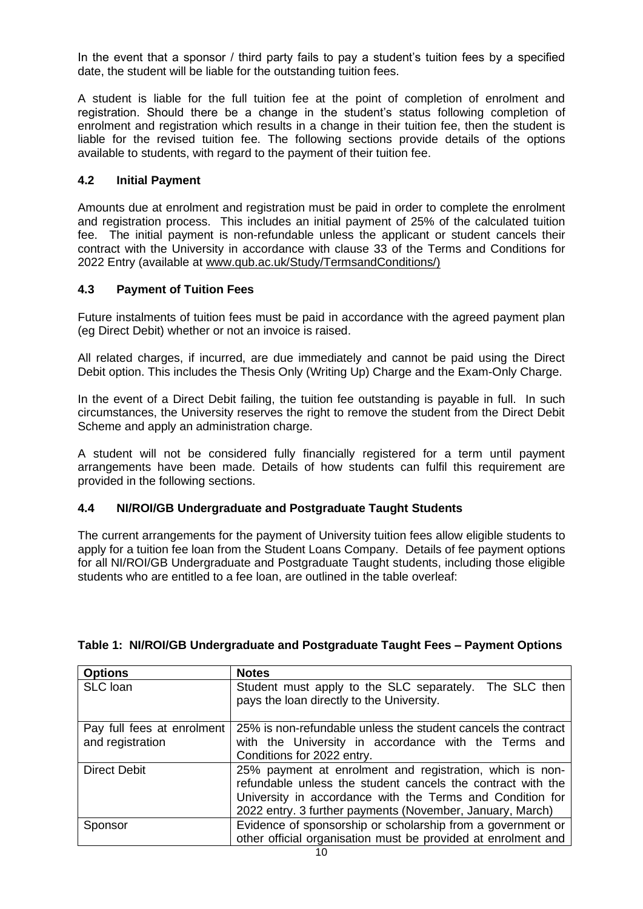In the event that a sponsor / third party fails to pay a student's tuition fees by a specified date, the student will be liable for the outstanding tuition fees.

A student is liable for the full tuition fee at the point of completion of enrolment and registration. Should there be a change in the student's status following completion of enrolment and registration which results in a change in their tuition fee, then the student is liable for the revised tuition fee. The following sections provide details of the options available to students, with regard to the payment of their tuition fee.

### 4.2 Initial Payment

Amounts due at enrolment and registration must be paid in order to complete the enrolment and registration process. This includes an initial payment of 25% of the calculated tuition fee. The initial payment is non-refundable unless the applicant or student cancels their contract with the University in accordance with clause 33 of the Terms and Conditions for 2022 Entry (available at www.qub.ac.uk/Study/TermsandConditions/)

### 4.3 Payment of Tuition Fees

Future instalments of tuition fees must be paid in accordance with the agreed payment plan (eg Direct Debit) whether or not an invoice is raised.

All related charges, if incurred, are due immediately and cannot be paid using the Direct Debit option. This includes the Thesis Only (Writing Up) Charge and the Exam-Only Charge.

In the event of a Direct Debit failing, the tuition fee outstanding is payable in full. In such circumstances, the University reserves the right to remove the student from the Direct Debit Scheme and apply an administration charge.

A student will not be considered fully financially registered for a term until payment arrangements have been made. Details of how students can fulfil this requirement are provided in the following sections.

### 4.4 NI/ROI/GB Undergraduate and Postgraduate Taught Students

The current arrangements for the payment of University tuition fees allow eligible students to apply for a tuition fee loan from the Student Loans Company. Details of fee payment options for all NI/ROI/GB Undergraduate and Postgraduate Taught students, including those eligible students who are entitled to a fee loan, are outlined in the table overleaf:

**Table 1: NI/ROI/GB Undergraduate and Postgraduate Taught Fees – Payment Options**

| Options | Notes |
| --- | --- |
| SLC loan | Student must apply to the SLC separately. The SLC then pays the loan directly to the University. |
| Pay full fees at enrolment and registration | 25% is non-refundable unless the student cancels the contract with the University in accordance with the Terms and Conditions for 2022 entry. |
| Direct Debit | 25% payment at enrolment and registration, which is non-refundable unless the student cancels the contract with the University in accordance with the Terms and Condition for 2022 entry. 3 further payments (November, January, March) |
| Sponsor | Evidence of sponsorship or scholarship from a government or other official organisation must be provided at enrolment and |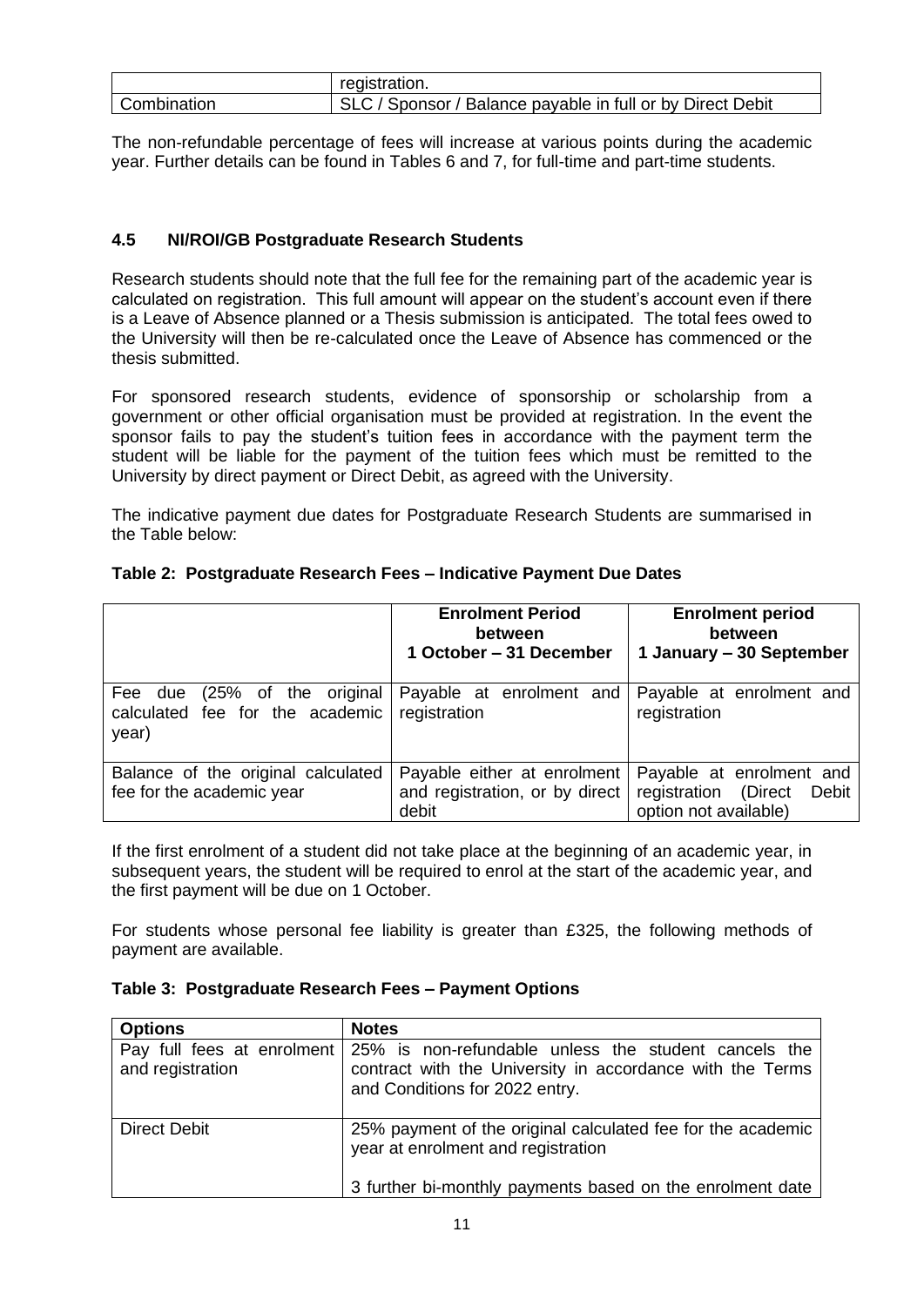|  | registration. |
| --- | --- |
| Combination | SLC / Sponsor / Balance payable in full or by Direct Debit |

The non-refundable percentage of fees will increase at various points during the academic year. Further details can be found in Tables 6 and 7, for full-time and part-time students.

### 4.5 NI/ROI/GB Postgraduate Research Students

Research students should note that the full fee for the remaining part of the academic year is calculated on registration. This full amount will appear on the student's account even if there is a Leave of Absence planned or a Thesis submission is anticipated. The total fees owed to the University will then be re-calculated once the Leave of Absence has commenced or the thesis submitted.

For sponsored research students, evidence of sponsorship or scholarship from a government or other official organisation must be provided at registration. In the event the sponsor fails to pay the student's tuition fees in accordance with the payment term the student will be liable for the payment of the tuition fees which must be remitted to the University by direct payment or Direct Debit, as agreed with the University.

The indicative payment due dates for Postgraduate Research Students are summarised in the Table below:

**Table 2: Postgraduate Research Fees – Indicative Payment Due Dates**

|  | **Enrolment Period between 1 October – 31 December** | **Enrolment period between 1 January – 30 September** |
| --- | --- | --- |
| Fee due (25% of the original calculated fee for the academic year) | Payable at enrolment and registration | Payable at enrolment and registration |
| Balance of the original calculated fee for the academic year | Payable either at enrolment and registration, or by direct debit | Payable at enrolment and registration (Direct Debit option not available) |

If the first enrolment of a student did not take place at the beginning of an academic year, in subsequent years, the student will be required to enrol at the start of the academic year, and the first payment will be due on 1 October.

For students whose personal fee liability is greater than £325, the following methods of payment are available.

**Table 3: Postgraduate Research Fees – Payment Options**

| **Options** | **Notes** |
| --- | --- |
| Pay full fees at enrolment and registration | 25% is non-refundable unless the student cancels the contract with the University in accordance with the Terms and Conditions for 2022 entry. |
| Direct Debit | 25% payment of the original calculated fee for the academic year at enrolment and registration<br><br>3 further bi-monthly payments based on the enrolment date |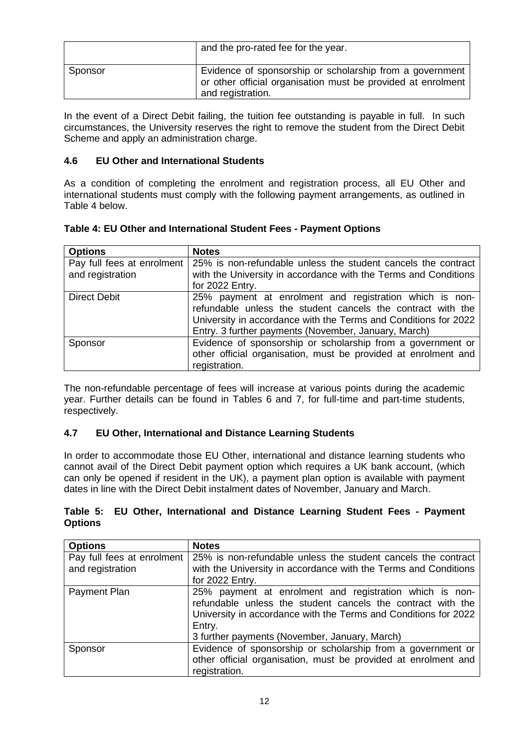|  | and the pro-rated fee for the year. |
| --- | --- |
| Sponsor | Evidence of sponsorship or scholarship from a government or other official organisation must be provided at enrolment and registration. |

In the event of a Direct Debit failing, the tuition fee outstanding is payable in full. In such circumstances, the University reserves the right to remove the student from the Direct Debit Scheme and apply an administration charge.

### 4.6 EU Other and International Students

As a condition of completing the enrolment and registration process, all EU Other and international students must comply with the following payment arrangements, as outlined in Table 4 below.

**Table 4: EU Other and International Student Fees - Payment Options**

| Options | Notes |
| --- | --- |
| Pay full fees at enrolment and registration | 25% is non-refundable unless the student cancels the contract with the University in accordance with the Terms and Conditions for 2022 Entry. |
| Direct Debit | 25% payment at enrolment and registration which is non-refundable unless the student cancels the contract with the University in accordance with the Terms and Conditions for 2022 Entry. 3 further payments (November, January, March) |
| Sponsor | Evidence of sponsorship or scholarship from a government or other official organisation, must be provided at enrolment and registration. |

The non-refundable percentage of fees will increase at various points during the academic year. Further details can be found in Tables 6 and 7, for full-time and part-time students, respectively.

### 4.7 EU Other, International and Distance Learning Students

In order to accommodate those EU Other, international and distance learning students who cannot avail of the Direct Debit payment option which requires a UK bank account, (which can only be opened if resident in the UK), a payment plan option is available with payment dates in line with the Direct Debit instalment dates of November, January and March.

**Table 5: EU Other, International and Distance Learning Student Fees - Payment Options**

| Options | Notes |
| --- | --- |
| Pay full fees at enrolment and registration | 25% is non-refundable unless the student cancels the contract with the University in accordance with the Terms and Conditions for 2022 Entry. |
| Payment Plan | 25% payment at enrolment and registration which is non-refundable unless the student cancels the contract with the University in accordance with the Terms and Conditions for 2022 Entry.<br>3 further payments (November, January, March) |
| Sponsor | Evidence of sponsorship or scholarship from a government or other official organisation, must be provided at enrolment and registration. |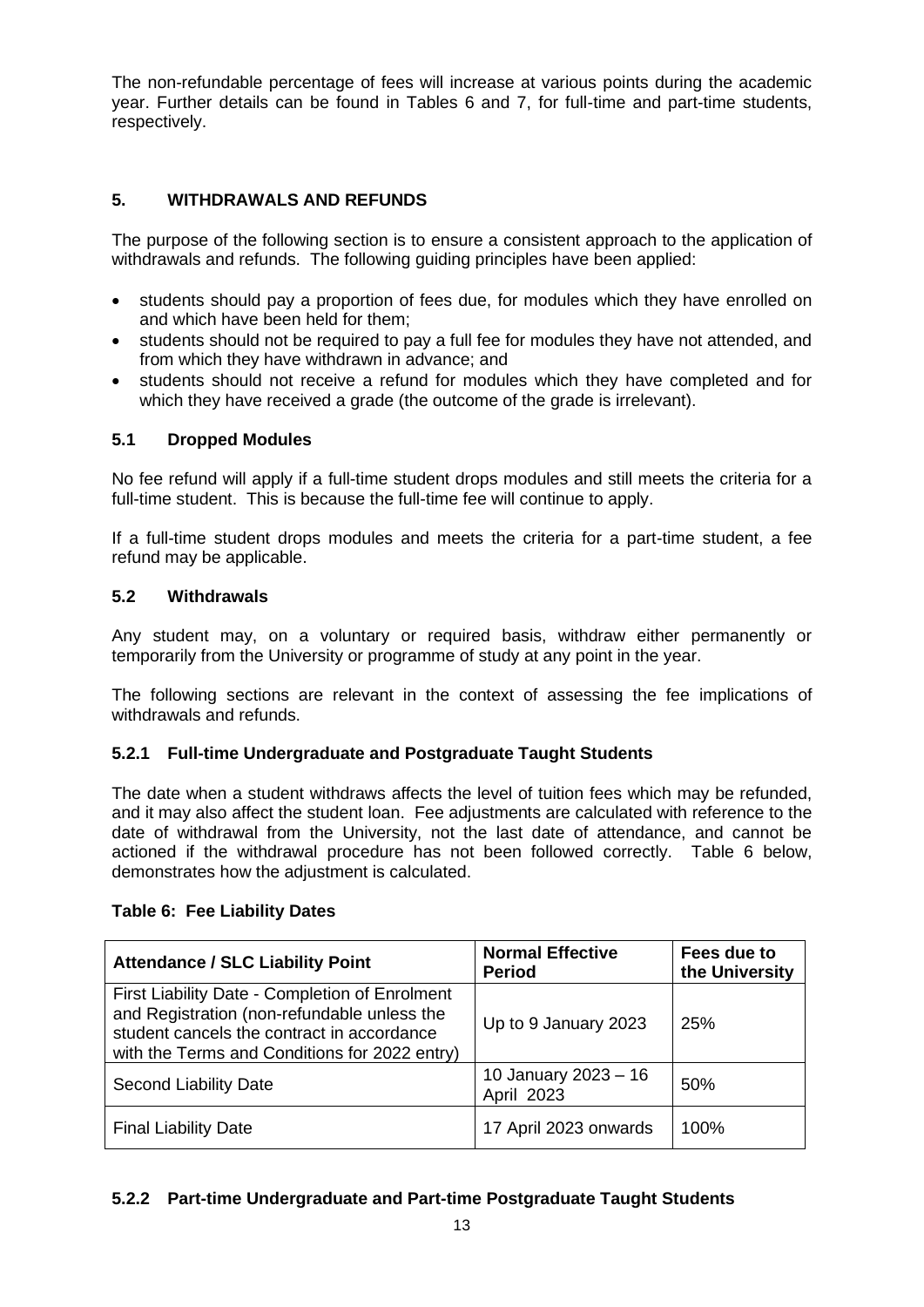The non-refundable percentage of fees will increase at various points during the academic year. Further details can be found in Tables 6 and 7, for full-time and part-time students, respectively.

## 5. WITHDRAWALS AND REFUNDS

The purpose of the following section is to ensure a consistent approach to the application of withdrawals and refunds. The following guiding principles have been applied:

- students should pay a proportion of fees due, for modules which they have enrolled on and which have been held for them;
- students should not be required to pay a full fee for modules they have not attended, and from which they have withdrawn in advance; and
- students should not receive a refund for modules which they have completed and for which they have received a grade (the outcome of the grade is irrelevant).

### 5.1 Dropped Modules

No fee refund will apply if a full-time student drops modules and still meets the criteria for a full-time student. This is because the full-time fee will continue to apply.

If a full-time student drops modules and meets the criteria for a part-time student, a fee refund may be applicable.

### 5.2 Withdrawals

Any student may, on a voluntary or required basis, withdraw either permanently or temporarily from the University or programme of study at any point in the year.

The following sections are relevant in the context of assessing the fee implications of withdrawals and refunds.

#### 5.2.1 Full-time Undergraduate and Postgraduate Taught Students

The date when a student withdraws affects the level of tuition fees which may be refunded, and it may also affect the student loan. Fee adjustments are calculated with reference to the date of withdrawal from the University, not the last date of attendance, and cannot be actioned if the withdrawal procedure has not been followed correctly. Table 6 below, demonstrates how the adjustment is calculated.

**Table 6: Fee Liability Dates**

| Attendance / SLC Liability Point | Normal Effective Period | Fees due to the University |
|---|---|---|
| First Liability Date - Completion of Enrolment and Registration (non-refundable unless the student cancels the contract in accordance with the Terms and Conditions for 2022 entry) | Up to 9 January 2023 | 25% |
| Second Liability Date | 10 January 2023 – 16 April 2023 | 50% |
| Final Liability Date | 17 April 2023 onwards | 100% |

#### 5.2.2 Part-time Undergraduate and Part-time Postgraduate Taught Students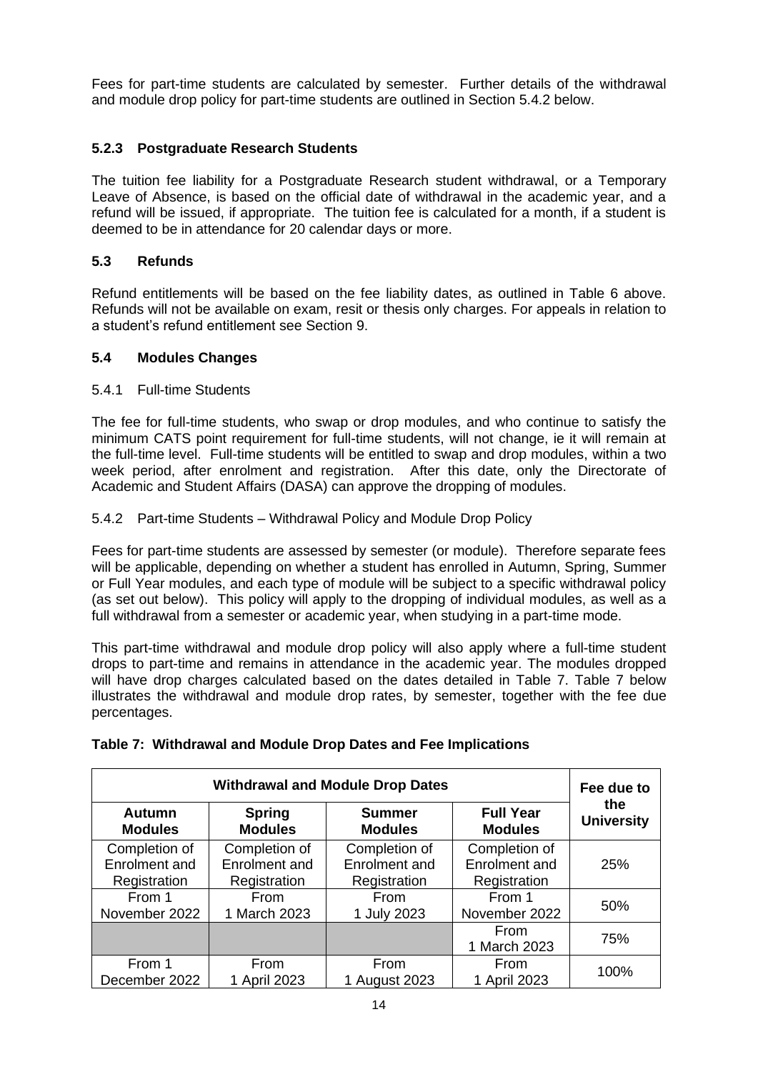Fees for part-time students are calculated by semester. Further details of the withdrawal and module drop policy for part-time students are outlined in Section 5.4.2 below.

### 5.2.3 Postgraduate Research Students

The tuition fee liability for a Postgraduate Research student withdrawal, or a Temporary Leave of Absence, is based on the official date of withdrawal in the academic year, and a refund will be issued, if appropriate. The tuition fee is calculated for a month, if a student is deemed to be in attendance for 20 calendar days or more.

## 5.3 Refunds

Refund entitlements will be based on the fee liability dates, as outlined in Table 6 above. Refunds will not be available on exam, resit or thesis only charges. For appeals in relation to a student's refund entitlement see Section 9.

## 5.4 Modules Changes

5.4.1 Full-time Students

The fee for full-time students, who swap or drop modules, and who continue to satisfy the minimum CATS point requirement for full-time students, will not change, ie it will remain at the full-time level. Full-time students will be entitled to swap and drop modules, within a two week period, after enrolment and registration. After this date, only the Directorate of Academic and Student Affairs (DASA) can approve the dropping of modules.

5.4.2 Part-time Students – Withdrawal Policy and Module Drop Policy

Fees for part-time students are assessed by semester (or module). Therefore separate fees will be applicable, depending on whether a student has enrolled in Autumn, Spring, Summer or Full Year modules, and each type of module will be subject to a specific withdrawal policy (as set out below). This policy will apply to the dropping of individual modules, as well as a full withdrawal from a semester or academic year, when studying in a part-time mode.

This part-time withdrawal and module drop policy will also apply where a full-time student drops to part-time and remains in attendance in the academic year. The modules dropped will have drop charges calculated based on the dates detailed in Table 7. Table 7 below illustrates the withdrawal and module drop rates, by semester, together with the fee due percentages.

**Table 7: Withdrawal and Module Drop Dates and Fee Implications**

| Withdrawal and Module Drop Dates | | | | Fee due to the University |
|---|---|---|---|---|
| **Autumn Modules** | **Spring Modules** | **Summer Modules** | **Full Year Modules** | |
| Completion of Enrolment and Registration | Completion of Enrolment and Registration | Completion of Enrolment and Registration | Completion of Enrolment and Registration | 25% |
| From 1 November 2022 | From 1 March 2023 | From 1 July 2023 | From 1 November 2022 | 50% |
| | | | From 1 March 2023 | 75% |
| From 1 December 2022 | From 1 April 2023 | From 1 August 2023 | From 1 April 2023 | 100% |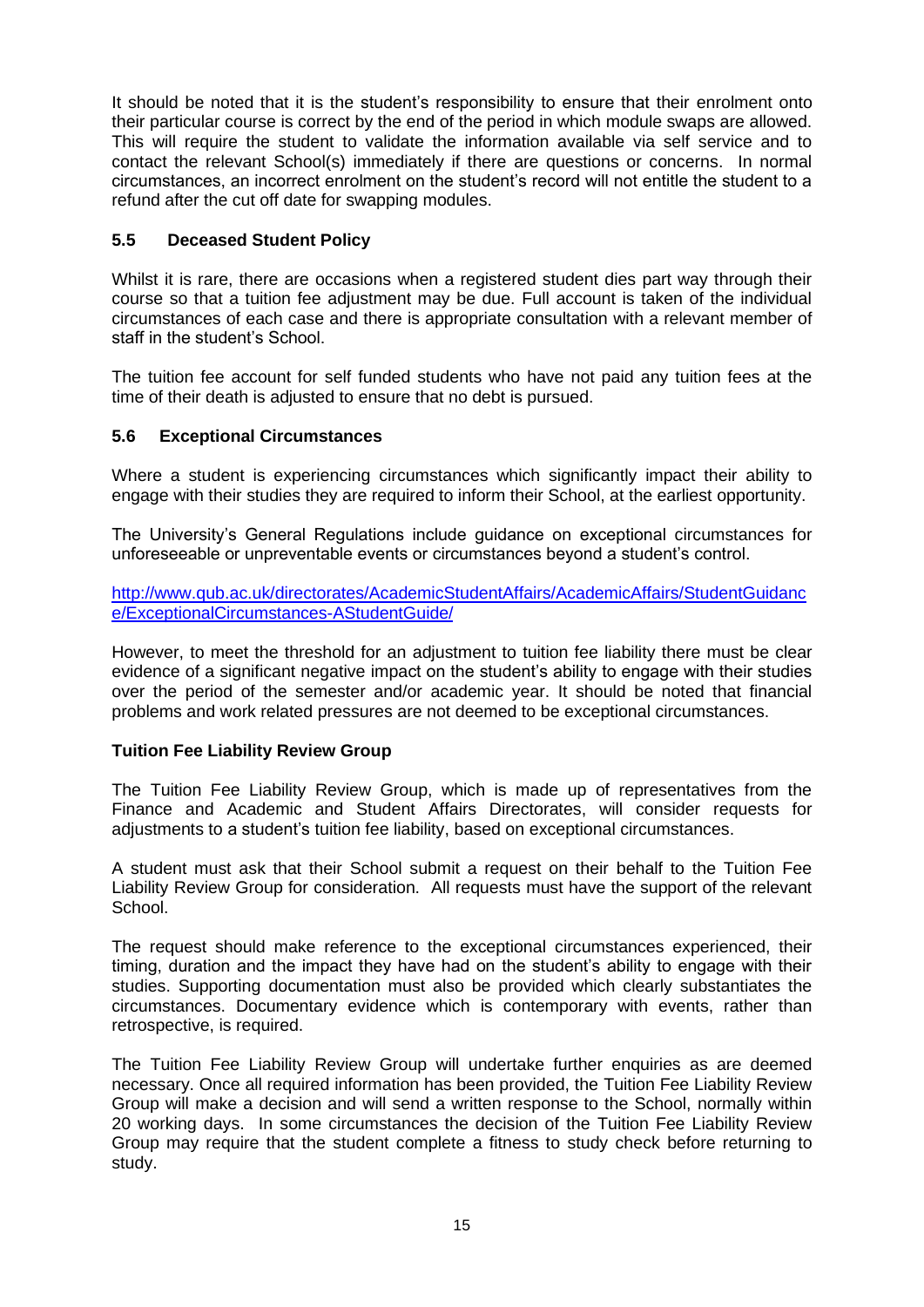It should be noted that it is the student's responsibility to ensure that their enrolment onto their particular course is correct by the end of the period in which module swaps are allowed. This will require the student to validate the information available via self service and to contact the relevant School(s) immediately if there are questions or concerns. In normal circumstances, an incorrect enrolment on the student's record will not entitle the student to a refund after the cut off date for swapping modules.

### 5.5 Deceased Student Policy

Whilst it is rare, there are occasions when a registered student dies part way through their course so that a tuition fee adjustment may be due. Full account is taken of the individual circumstances of each case and there is appropriate consultation with a relevant member of staff in the student's School.

The tuition fee account for self funded students who have not paid any tuition fees at the time of their death is adjusted to ensure that no debt is pursued.

### 5.6 Exceptional Circumstances

Where a student is experiencing circumstances which significantly impact their ability to engage with their studies they are required to inform their School, at the earliest opportunity.

The University's General Regulations include guidance on exceptional circumstances for unforeseeable or unpreventable events or circumstances beyond a student's control.

[http://www.qub.ac.uk/directorates/AcademicStudentAffairs/AcademicAffairs/StudentGuidance/ExceptionalCircumstances-AStudentGuide/](http://www.qub.ac.uk/directorates/AcademicStudentAffairs/AcademicAffairs/StudentGuidance/ExceptionalCircumstances-AStudentGuide/)

However, to meet the threshold for an adjustment to tuition fee liability there must be clear evidence of a significant negative impact on the student's ability to engage with their studies over the period of the semester and/or academic year. It should be noted that financial problems and work related pressures are not deemed to be exceptional circumstances.

**Tuition Fee Liability Review Group**

The Tuition Fee Liability Review Group, which is made up of representatives from the Finance and Academic and Student Affairs Directorates, will consider requests for adjustments to a student's tuition fee liability, based on exceptional circumstances.

A student must ask that their School submit a request on their behalf to the Tuition Fee Liability Review Group for consideration. All requests must have the support of the relevant School.

The request should make reference to the exceptional circumstances experienced, their timing, duration and the impact they have had on the student's ability to engage with their studies. Supporting documentation must also be provided which clearly substantiates the circumstances. Documentary evidence which is contemporary with events, rather than retrospective, is required.

The Tuition Fee Liability Review Group will undertake further enquiries as are deemed necessary. Once all required information has been provided, the Tuition Fee Liability Review Group will make a decision and will send a written response to the School, normally within 20 working days. In some circumstances the decision of the Tuition Fee Liability Review Group may require that the student complete a fitness to study check before returning to study.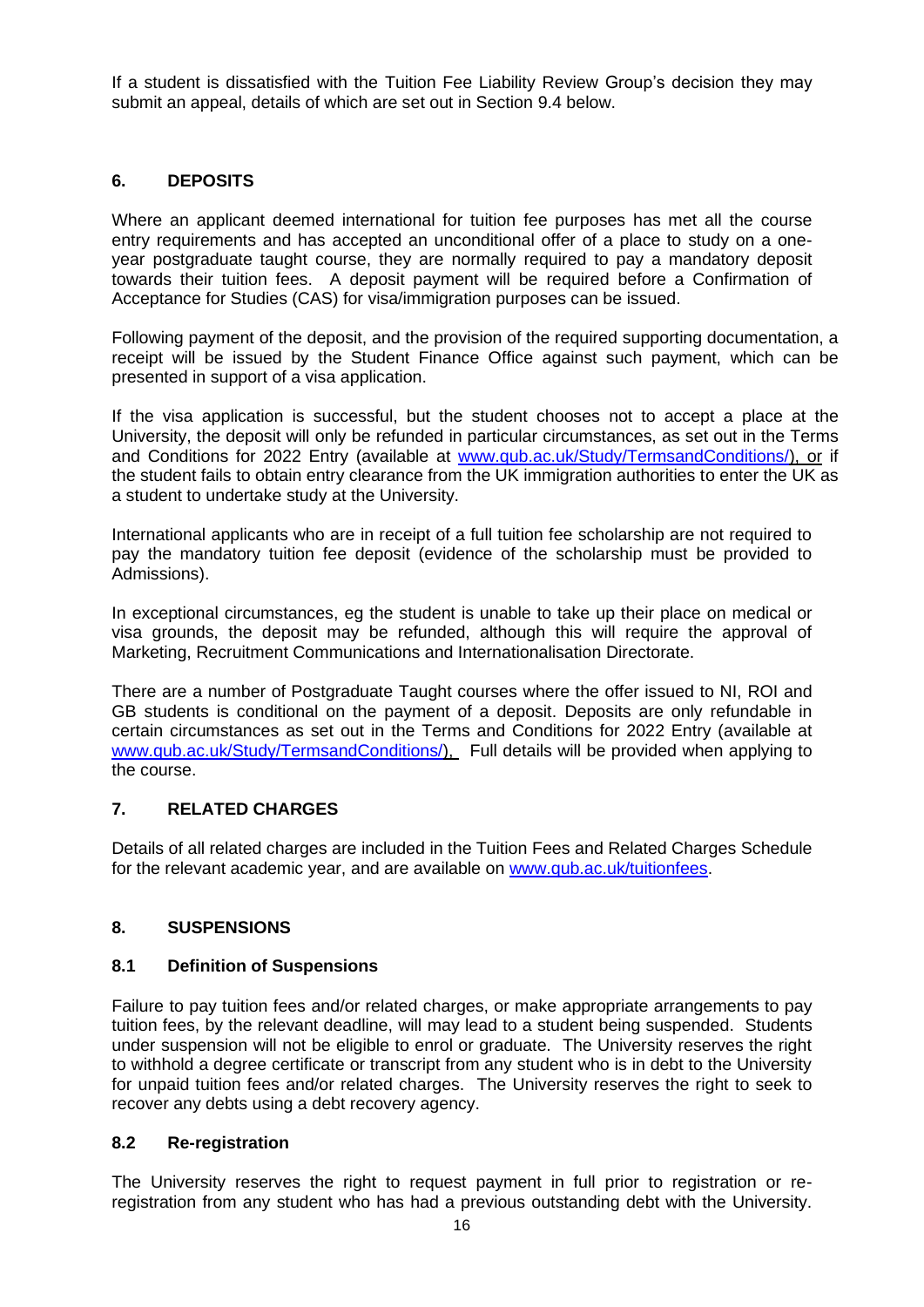If a student is dissatisfied with the Tuition Fee Liability Review Group's decision they may submit an appeal, details of which are set out in Section 9.4 below.

## 6. DEPOSITS

Where an applicant deemed international for tuition fee purposes has met all the course entry requirements and has accepted an unconditional offer of a place to study on a one-year postgraduate taught course, they are normally required to pay a mandatory deposit towards their tuition fees. A deposit payment will be required before a Confirmation of Acceptance for Studies (CAS) for visa/immigration purposes can be issued.

Following payment of the deposit, and the provision of the required supporting documentation, a receipt will be issued by the Student Finance Office against such payment, which can be presented in support of a visa application.

If the visa application is successful, but the student chooses not to accept a place at the University, the deposit will only be refunded in particular circumstances, as set out in the Terms and Conditions for 2022 Entry (available at [www.qub.ac.uk/Study/TermsandConditions/](www.qub.ac.uk/Study/TermsandConditions/)), or if the student fails to obtain entry clearance from the UK immigration authorities to enter the UK as a student to undertake study at the University.

International applicants who are in receipt of a full tuition fee scholarship are not required to pay the mandatory tuition fee deposit (evidence of the scholarship must be provided to Admissions).

In exceptional circumstances, eg the student is unable to take up their place on medical or visa grounds, the deposit may be refunded, although this will require the approval of Marketing, Recruitment Communications and Internationalisation Directorate.

There are a number of Postgraduate Taught courses where the offer issued to NI, ROI and GB students is conditional on the payment of a deposit. Deposits are only refundable in certain circumstances as set out in the Terms and Conditions for 2022 Entry (available at [www.qub.ac.uk/Study/TermsandConditions/](www.qub.ac.uk/Study/TermsandConditions/)), Full details will be provided when applying to the course.

## 7. RELATED CHARGES

Details of all related charges are included in the Tuition Fees and Related Charges Schedule for the relevant academic year, and are available on [www.qub.ac.uk/tuitionfees](www.qub.ac.uk/tuitionfees).

## 8. SUSPENSIONS

### 8.1 Definition of Suspensions

Failure to pay tuition fees and/or related charges, or make appropriate arrangements to pay tuition fees, by the relevant deadline, will may lead to a student being suspended. Students under suspension will not be eligible to enrol or graduate. The University reserves the right to withhold a degree certificate or transcript from any student who is in debt to the University for unpaid tuition fees and/or related charges. The University reserves the right to seek to recover any debts using a debt recovery agency.

### 8.2 Re-registration

The University reserves the right to request payment in full prior to registration or re-registration from any student who has had a previous outstanding debt with the University.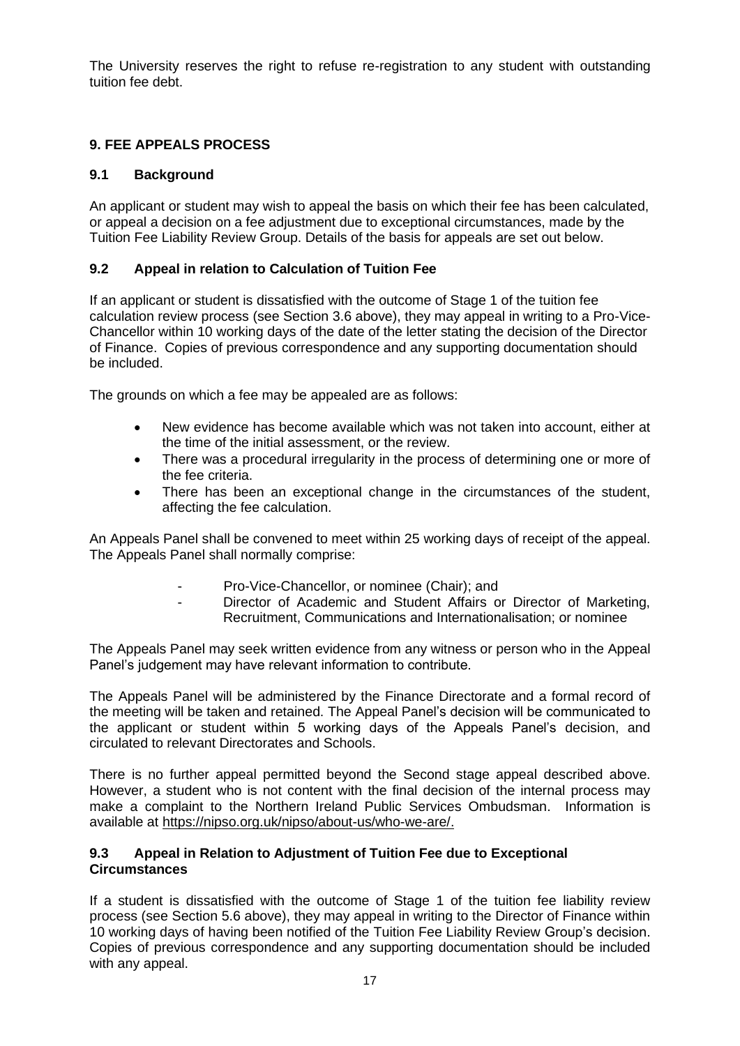The University reserves the right to refuse re-registration to any student with outstanding tuition fee debt.

## 9. FEE APPEALS PROCESS

### 9.1 Background

An applicant or student may wish to appeal the basis on which their fee has been calculated, or appeal a decision on a fee adjustment due to exceptional circumstances, made by the Tuition Fee Liability Review Group. Details of the basis for appeals are set out below.

### 9.2 Appeal in relation to Calculation of Tuition Fee

If an applicant or student is dissatisfied with the outcome of Stage 1 of the tuition fee calculation review process (see Section 3.6 above), they may appeal in writing to a Pro-Vice-Chancellor within 10 working days of the date of the letter stating the decision of the Director of Finance. Copies of previous correspondence and any supporting documentation should be included.

The grounds on which a fee may be appealed are as follows:

- New evidence has become available which was not taken into account, either at the time of the initial assessment, or the review.
- There was a procedural irregularity in the process of determining one or more of the fee criteria.
- There has been an exceptional change in the circumstances of the student, affecting the fee calculation.

An Appeals Panel shall be convened to meet within 25 working days of receipt of the appeal. The Appeals Panel shall normally comprise:

- Pro-Vice-Chancellor, or nominee (Chair); and
- Director of Academic and Student Affairs or Director of Marketing, Recruitment, Communications and Internationalisation; or nominee

The Appeals Panel may seek written evidence from any witness or person who in the Appeal Panel's judgement may have relevant information to contribute.

The Appeals Panel will be administered by the Finance Directorate and a formal record of the meeting will be taken and retained. The Appeal Panel's decision will be communicated to the applicant or student within 5 working days of the Appeals Panel's decision, and circulated to relevant Directorates and Schools.

There is no further appeal permitted beyond the Second stage appeal described above. However, a student who is not content with the final decision of the internal process may make a complaint to the Northern Ireland Public Services Ombudsman. Information is available at https://nipso.org.uk/nipso/about-us/who-we-are/.

### 9.3 Appeal in Relation to Adjustment of Tuition Fee due to Exceptional Circumstances

If a student is dissatisfied with the outcome of Stage 1 of the tuition fee liability review process (see Section 5.6 above), they may appeal in writing to the Director of Finance within 10 working days of having been notified of the Tuition Fee Liability Review Group's decision. Copies of previous correspondence and any supporting documentation should be included with any appeal.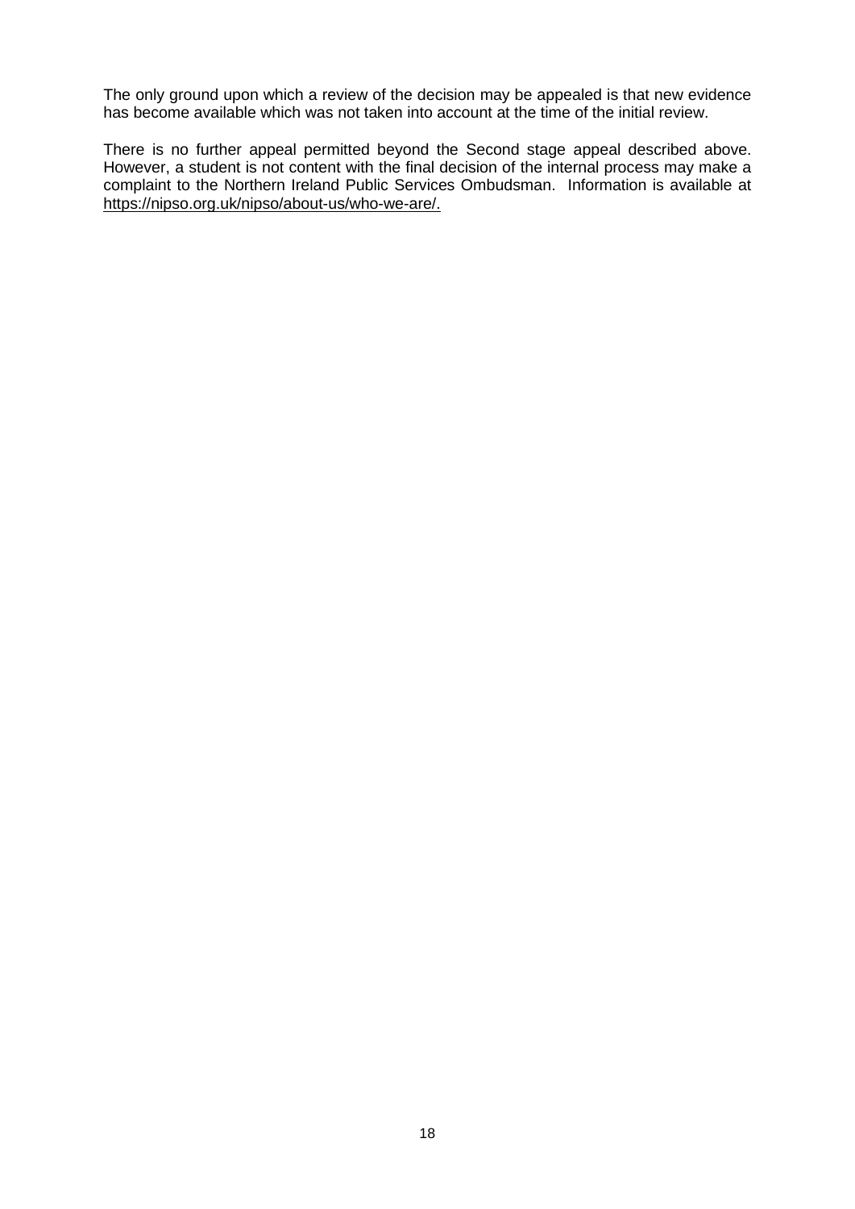The only ground upon which a review of the decision may be appealed is that new evidence has become available which was not taken into account at the time of the initial review.

There is no further appeal permitted beyond the Second stage appeal described above. However, a student is not content with the final decision of the internal process may make a complaint to the Northern Ireland Public Services Ombudsman. Information is available at https://nipso.org.uk/nipso/about-us/who-we-are/.